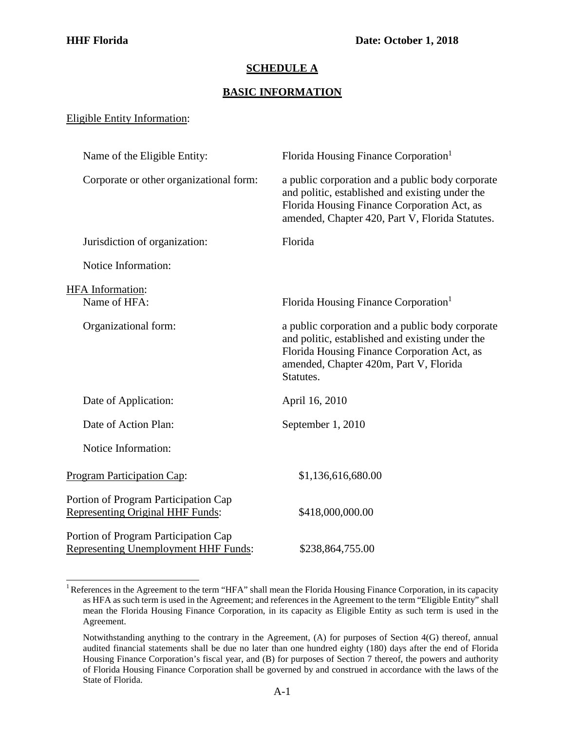**HHF Florida** **Date: October 1, 2018**

# SCHEDULE A

## BASIC INFORMATION

Eligible Entity Information:

| | |
|---|---|
| Name of the Eligible Entity: | Florida Housing Finance Corporation[1] |
| Corporate or other organizational form: | a public corporation and a public body corporate and politic, established and existing under the Florida Housing Finance Corporation Act, as amended, Chapter 420, Part V, Florida Statutes. |
| Jurisdiction of organization: | Florida |
| Notice Information: | |

HFA Information:

| | |
|---|---|
| Name of HFA: | Florida Housing Finance Corporation[1] |
| Organizational form: | a public corporation and a public body corporate and politic, established and existing under the Florida Housing Finance Corporation Act, as amended, Chapter 420m, Part V, Florida Statutes. |
| Date of Application: | April 16, 2010 |
| Date of Action Plan: | September 1, 2010 |
| Notice Information: | |

| | |
|---|---|
| Program Participation Cap: | $1,136,616,680.00 |
| Portion of Program Participation Cap Representing Original HHF Funds: | $418,000,000.00 |
| Portion of Program Participation Cap Representing Unemployment HHF Funds: | $238,864,755.00 |

[1] References in the Agreement to the term "HFA" shall mean the Florida Housing Finance Corporation, in its capacity as HFA as such term is used in the Agreement; and references in the Agreement to the term "Eligible Entity" shall mean the Florida Housing Finance Corporation, in its capacity as Eligible Entity as such term is used in the Agreement.

Notwithstanding anything to the contrary in the Agreement, (A) for purposes of Section 4(G) thereof, annual audited financial statements shall be due no later than one hundred eighty (180) days after the end of Florida Housing Finance Corporation's fiscal year, and (B) for purposes of Section 7 thereof, the powers and authority of Florida Housing Finance Corporation shall be governed by and construed in accordance with the laws of the State of Florida.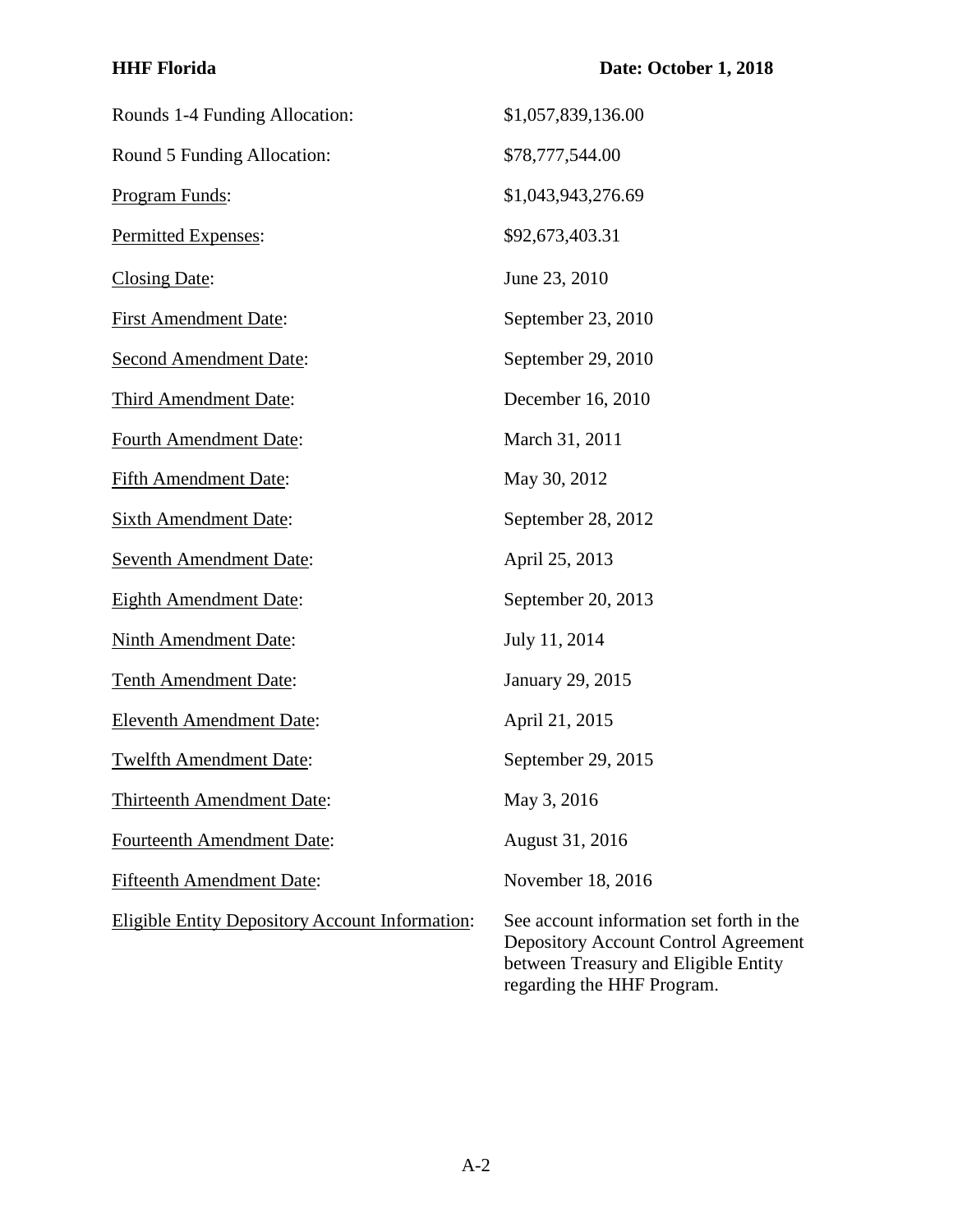**HHF Florida** **Date: October 1, 2018**

| | |
|---|---|
| Rounds 1-4 Funding Allocation: | $1,057,839,136.00 |
| Round 5 Funding Allocation: | $78,777,544.00 |
| Program Funds: | $1,043,943,276.69 |
| Permitted Expenses: | $92,673,403.31 |
| Closing Date: | June 23, 2010 |
| First Amendment Date: | September 23, 2010 |
| Second Amendment Date: | September 29, 2010 |
| Third Amendment Date: | December 16, 2010 |
| Fourth Amendment Date: | March 31, 2011 |
| Fifth Amendment Date: | May 30, 2012 |
| Sixth Amendment Date: | September 28, 2012 |
| Seventh Amendment Date: | April 25, 2013 |
| Eighth Amendment Date: | September 20, 2013 |
| Ninth Amendment Date: | July 11, 2014 |
| Tenth Amendment Date: | January 29, 2015 |
| Eleventh Amendment Date: | April 21, 2015 |
| Twelfth Amendment Date: | September 29, 2015 |
| Thirteenth Amendment Date: | May 3, 2016 |
| Fourteenth Amendment Date: | August 31, 2016 |
| Fifteenth Amendment Date: | November 18, 2016 |
| Eligible Entity Depository Account Information: | See account information set forth in the Depository Account Control Agreement between Treasury and Eligible Entity regarding the HHF Program. |